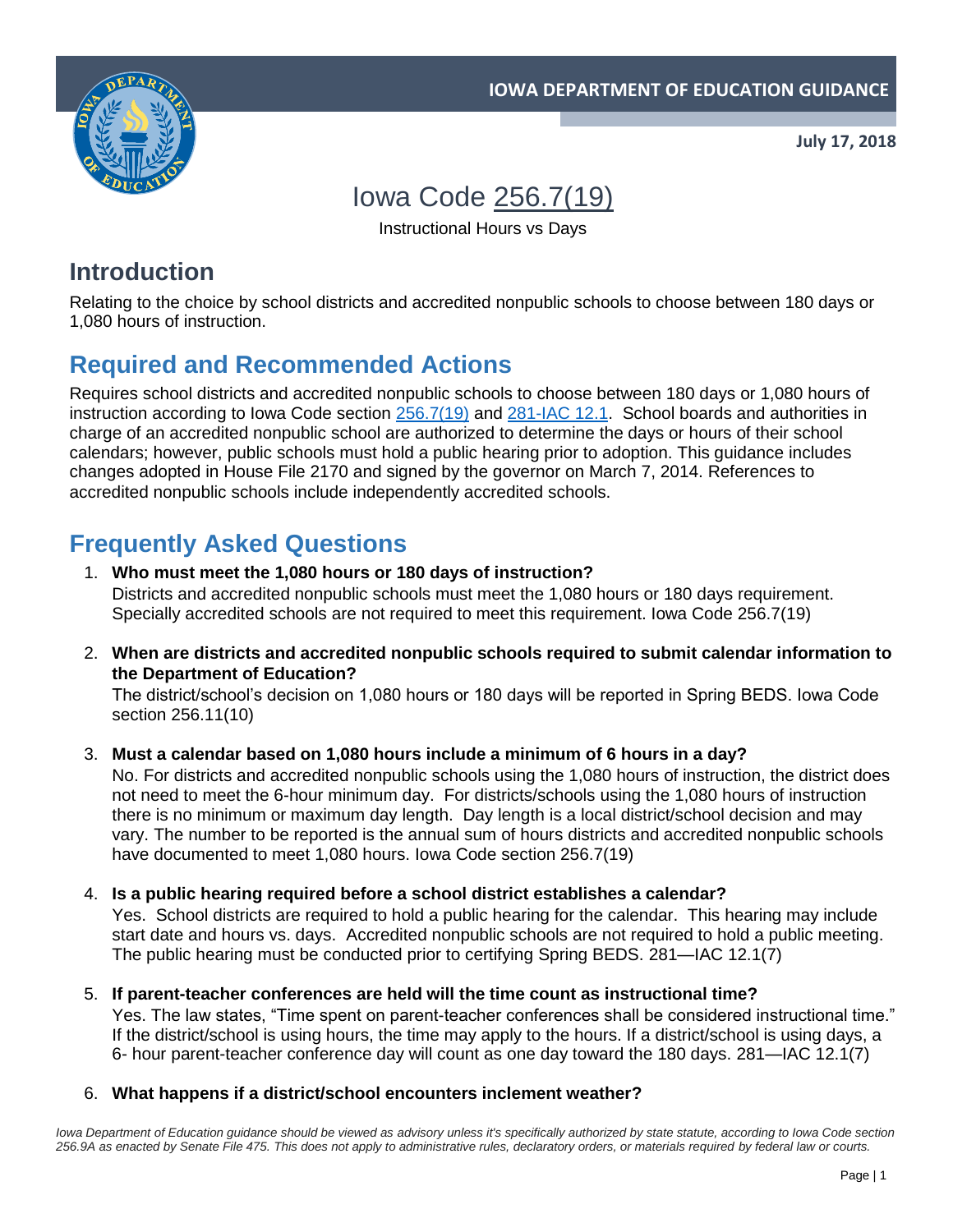**IOWA DEPARTMENT OF EDUCATION GUIDANCE**

**July 17, 2018**

# Iowa Code 256.7(19)

Instructional Hours vs Days

## Introduction

Relating to the choice by school districts and accredited nonpublic schools to choose between 180 days or 1,080 hours of instruction.

## Required and Recommended Actions

Requires school districts and accredited nonpublic schools to choose between 180 days or 1,080 hours of instruction according to Iowa Code section 256.7(19) and 281-IAC 12.1. School boards and authorities in charge of an accredited nonpublic school are authorized to determine the days or hours of their school calendars; however, public schools must hold a public hearing prior to adoption. This guidance includes changes adopted in House File 2170 and signed by the governor on March 7, 2014. References to accredited nonpublic schools include independently accredited schools.

## Frequently Asked Questions

1. **Who must meet the 1,080 hours or 180 days of instruction?**
   Districts and accredited nonpublic schools must meet the 1,080 hours or 180 days requirement. Specially accredited schools are not required to meet this requirement. Iowa Code 256.7(19)

2. **When are districts and accredited nonpublic schools required to submit calendar information to the Department of Education?**
   The district/school's decision on 1,080 hours or 180 days will be reported in Spring BEDS. Iowa Code section 256.11(10)

3. **Must a calendar based on 1,080 hours include a minimum of 6 hours in a day?**
   No. For districts and accredited nonpublic schools using the 1,080 hours of instruction, the district does not need to meet the 6-hour minimum day. For districts/schools using the 1,080 hours of instruction there is no minimum or maximum day length. Day length is a local district/school decision and may vary. The number to be reported is the annual sum of hours districts and accredited nonpublic schools have documented to meet 1,080 hours. Iowa Code section 256.7(19)

4. **Is a public hearing required before a school district establishes a calendar?**
   Yes. School districts are required to hold a public hearing for the calendar. This hearing may include start date and hours vs. days. Accredited nonpublic schools are not required to hold a public meeting. The public hearing must be conducted prior to certifying Spring BEDS. 281—IAC 12.1(7)

5. **If parent-teacher conferences are held will the time count as instructional time?**
   Yes. The law states, "Time spent on parent-teacher conferences shall be considered instructional time." If the district/school is using hours, the time may apply to the hours. If a district/school is using days, a 6- hour parent-teacher conference day will count as one day toward the 180 days. 281—IAC 12.1(7)

6. **What happens if a district/school encounters inclement weather?**

*Iowa Department of Education guidance should be viewed as advisory unless it's specifically authorized by state statute, according to Iowa Code section 256.9A as enacted by Senate File 475. This does not apply to administrative rules, declaratory orders, or materials required by federal law or courts.*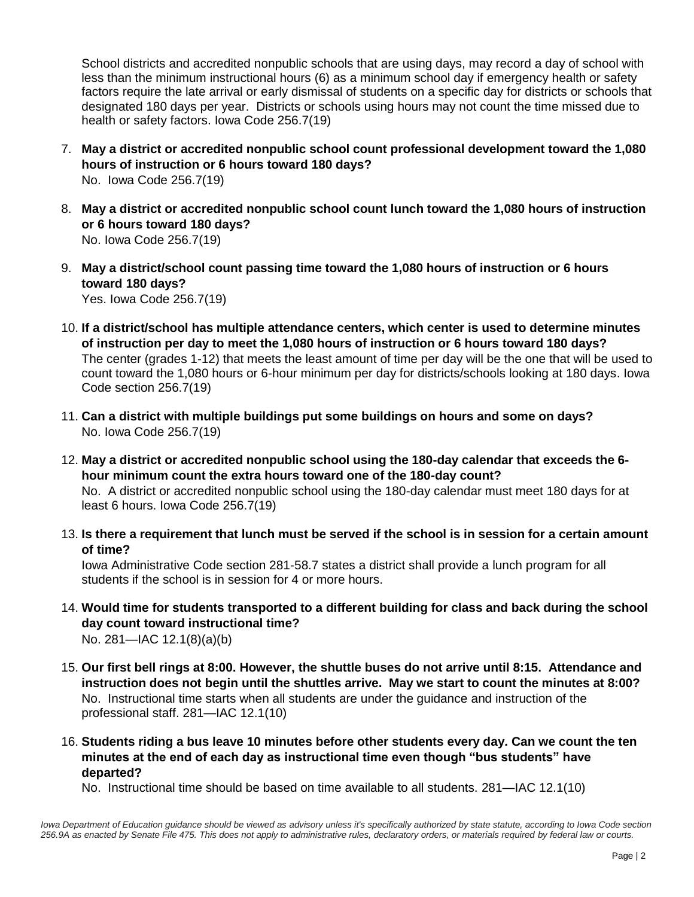School districts and accredited nonpublic schools that are using days, may record a day of school with less than the minimum instructional hours (6) as a minimum school day if emergency health or safety factors require the late arrival or early dismissal of students on a specific day for districts or schools that designated 180 days per year. Districts or schools using hours may not count the time missed due to health or safety factors. Iowa Code 256.7(19)

7. **May a district or accredited nonpublic school count professional development toward the 1,080 hours of instruction or 6 hours toward 180 days?**
   No. Iowa Code 256.7(19)

8. **May a district or accredited nonpublic school count lunch toward the 1,080 hours of instruction or 6 hours toward 180 days?**
   No. Iowa Code 256.7(19)

9. **May a district/school count passing time toward the 1,080 hours of instruction or 6 hours toward 180 days?**
   Yes. Iowa Code 256.7(19)

10. **If a district/school has multiple attendance centers, which center is used to determine minutes of instruction per day to meet the 1,080 hours of instruction or 6 hours toward 180 days?**
    The center (grades 1-12) that meets the least amount of time per day will be the one that will be used to count toward the 1,080 hours or 6-hour minimum per day for districts/schools looking at 180 days. Iowa Code section 256.7(19)

11. **Can a district with multiple buildings put some buildings on hours and some on days?**
    No. Iowa Code 256.7(19)

12. **May a district or accredited nonpublic school using the 180-day calendar that exceeds the 6-hour minimum count the extra hours toward one of the 180-day count?**
    No. A district or accredited nonpublic school using the 180-day calendar must meet 180 days for at least 6 hours. Iowa Code 256.7(19)

13. **Is there a requirement that lunch must be served if the school is in session for a certain amount of time?**
    Iowa Administrative Code section 281-58.7 states a district shall provide a lunch program for all students if the school is in session for 4 or more hours.

14. **Would time for students transported to a different building for class and back during the school day count toward instructional time?**
    No. 281—IAC 12.1(8)(a)(b)

15. **Our first bell rings at 8:00. However, the shuttle buses do not arrive until 8:15. Attendance and instruction does not begin until the shuttles arrive. May we start to count the minutes at 8:00?**
    No. Instructional time starts when all students are under the guidance and instruction of the professional staff. 281—IAC 12.1(10)

16. **Students riding a bus leave 10 minutes before other students every day. Can we count the ten minutes at the end of each day as instructional time even though "bus students" have departed?**
    No. Instructional time should be based on time available to all students. 281—IAC 12.1(10)

*Iowa Department of Education guidance should be viewed as advisory unless it's specifically authorized by state statute, according to Iowa Code section 256.9A as enacted by Senate File 475. This does not apply to administrative rules, declaratory orders, or materials required by federal law or courts.*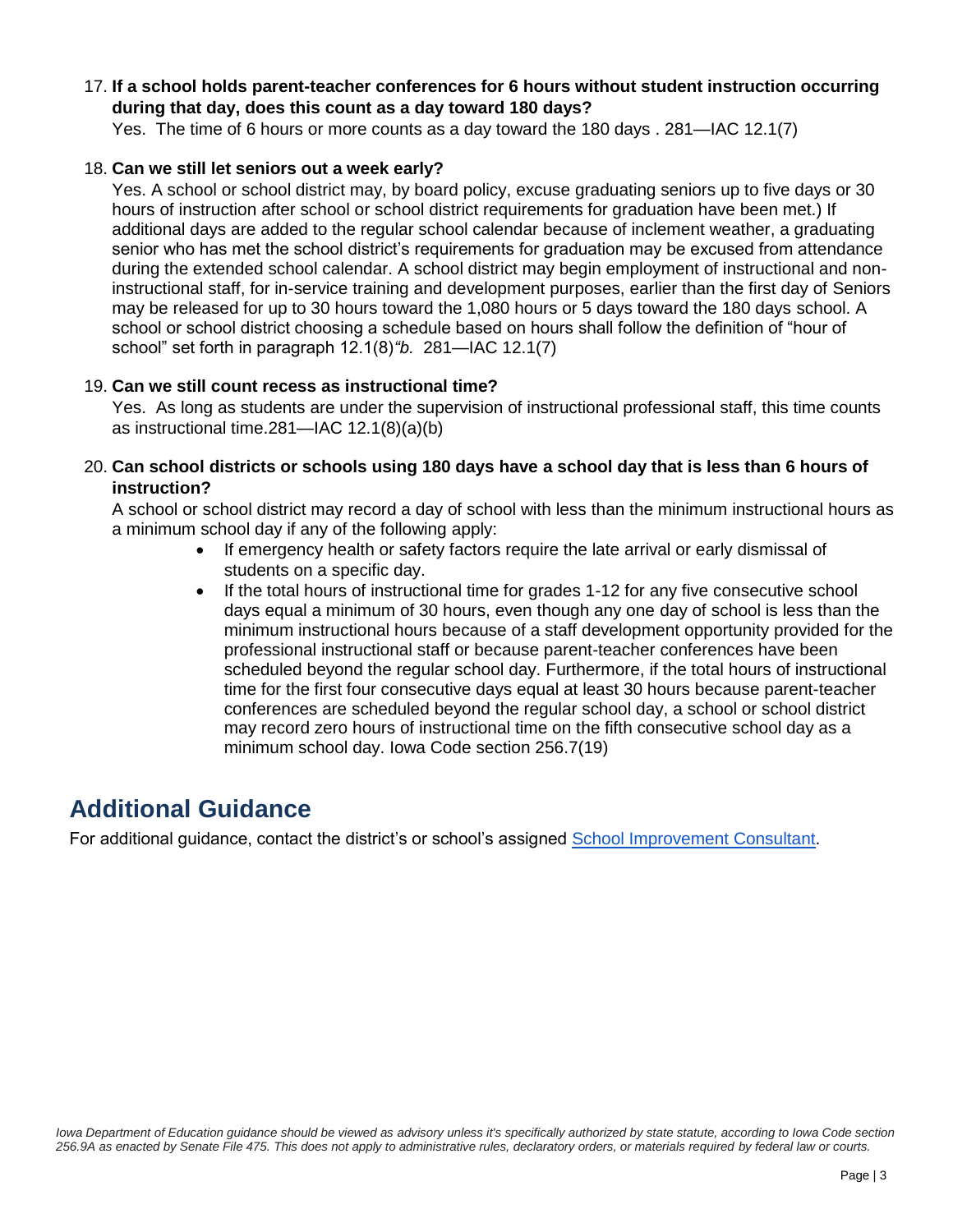17. **If a school holds parent-teacher conferences for 6 hours without student instruction occurring during that day, does this count as a day toward 180 days?**
   Yes. The time of 6 hours or more counts as a day toward the 180 days . 281—IAC 12.1(7)

18. **Can we still let seniors out a week early?**
   Yes. A school or school district may, by board policy, excuse graduating seniors up to five days or 30 hours of instruction after school or school district requirements for graduation have been met.) If additional days are added to the regular school calendar because of inclement weather, a graduating senior who has met the school district's requirements for graduation may be excused from attendance during the extended school calendar. A school district may begin employment of instructional and non-instructional staff, for in-service training and development purposes, earlier than the first day of Seniors may be released for up to 30 hours toward the 1,080 hours or 5 days toward the 180 days school. A school or school district choosing a schedule based on hours shall follow the definition of "hour of school" set forth in paragraph 12.1(8)*"b.* 281—IAC 12.1(7)

19. **Can we still count recess as instructional time?**
   Yes. As long as students are under the supervision of instructional professional staff, this time counts as instructional time.281—IAC 12.1(8)(a)(b)

20. **Can school districts or schools using 180 days have a school day that is less than 6 hours of instruction?**
   A school or school district may record a day of school with less than the minimum instructional hours as a minimum school day if any of the following apply:
   - If emergency health or safety factors require the late arrival or early dismissal of students on a specific day.
   - If the total hours of instructional time for grades 1-12 for any five consecutive school days equal a minimum of 30 hours, even though any one day of school is less than the minimum instructional hours because of a staff development opportunity provided for the professional instructional staff or because parent-teacher conferences have been scheduled beyond the regular school day. Furthermore, if the total hours of instructional time for the first four consecutive days equal at least 30 hours because parent-teacher conferences are scheduled beyond the regular school day, a school or school district may record zero hours of instructional time on the fifth consecutive school day as a minimum school day. Iowa Code section 256.7(19)

## Additional Guidance

For additional guidance, contact the district's or school's assigned School Improvement Consultant.

*Iowa Department of Education guidance should be viewed as advisory unless it's specifically authorized by state statute, according to Iowa Code section 256.9A as enacted by Senate File 475. This does not apply to administrative rules, declaratory orders, or materials required by federal law or courts.*